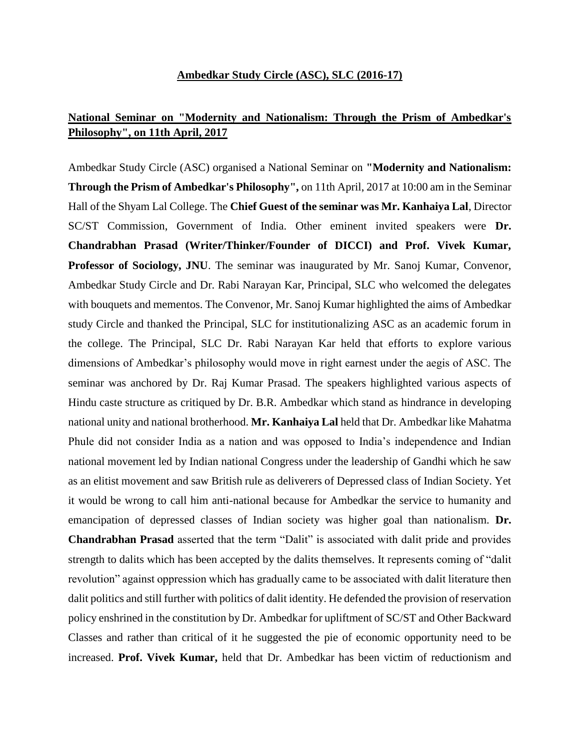## Ambedkar Study Circle (ASC), SLC (2016-17)

### National Seminar on "Modernity and Nationalism: Through the Prism of Ambedkar's Philosophy", on 11th April, 2017

Ambedkar Study Circle (ASC) organised a National Seminar on **"Modernity and Nationalism: Through the Prism of Ambedkar's Philosophy",** on 11th April, 2017 at 10:00 am in the Seminar Hall of the Shyam Lal College. The **Chief Guest of the seminar was Mr. Kanhaiya Lal**, Director SC/ST Commission, Government of India. Other eminent invited speakers were **Dr. Chandrabhan Prasad (Writer/Thinker/Founder of DICCI) and Prof. Vivek Kumar, Professor of Sociology, JNU**. The seminar was inaugurated by Mr. Sanoj Kumar, Convenor, Ambedkar Study Circle and Dr. Rabi Narayan Kar, Principal, SLC who welcomed the delegates with bouquets and mementos. The Convenor, Mr. Sanoj Kumar highlighted the aims of Ambedkar study Circle and thanked the Principal, SLC for institutionalizing ASC as an academic forum in the college. The Principal, SLC Dr. Rabi Narayan Kar held that efforts to explore various dimensions of Ambedkar's philosophy would move in right earnest under the aegis of ASC. The seminar was anchored by Dr. Raj Kumar Prasad. The speakers highlighted various aspects of Hindu caste structure as critiqued by Dr. B.R. Ambedkar which stand as hindrance in developing national unity and national brotherhood. **Mr. Kanhaiya Lal** held that Dr. Ambedkar like Mahatma Phule did not consider India as a nation and was opposed to India's independence and Indian national movement led by Indian national Congress under the leadership of Gandhi which he saw as an elitist movement and saw British rule as deliverers of Depressed class of Indian Society. Yet it would be wrong to call him anti-national because for Ambedkar the service to humanity and emancipation of depressed classes of Indian society was higher goal than nationalism. **Dr. Chandrabhan Prasad** asserted that the term "Dalit" is associated with dalit pride and provides strength to dalits which has been accepted by the dalits themselves. It represents coming of "dalit revolution" against oppression which has gradually came to be associated with dalit literature then dalit politics and still further with politics of dalit identity. He defended the provision of reservation policy enshrined in the constitution by Dr. Ambedkar for upliftment of SC/ST and Other Backward Classes and rather than critical of it he suggested the pie of economic opportunity need to be increased. **Prof. Vivek Kumar,** held that Dr. Ambedkar has been victim of reductionism and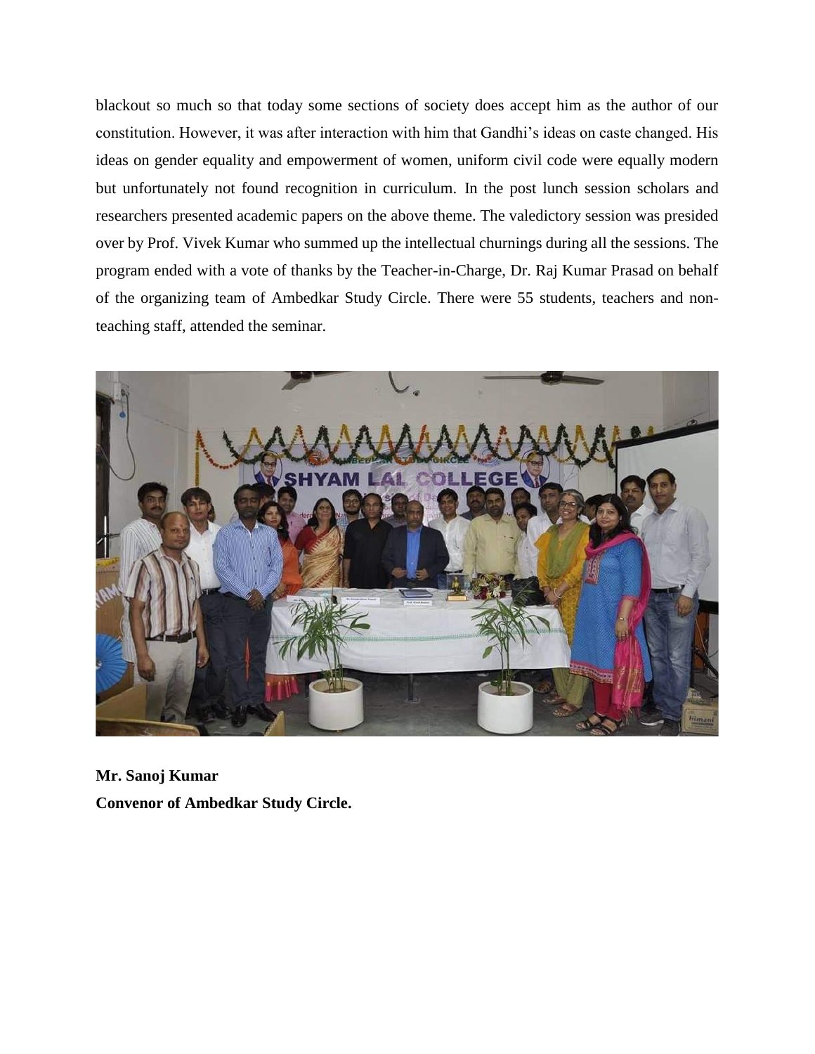blackout so much so that today some sections of society does accept him as the author of our constitution. However, it was after interaction with him that Gandhi's ideas on caste changed. His ideas on gender equality and empowerment of women, uniform civil code were equally modern but unfortunately not found recognition in curriculum. In the post lunch session scholars and researchers presented academic papers on the above theme. The valedictory session was presided over by Prof. Vivek Kumar who summed up the intellectual churnings during all the sessions. The program ended with a vote of thanks by the Teacher-in-Charge, Dr. Raj Kumar Prasad on behalf of the organizing team of Ambedkar Study Circle. There were 55 students, teachers and non-teaching staff, attended the seminar.

**Mr. Sanoj Kumar**
**Convenor of Ambedkar Study Circle.**